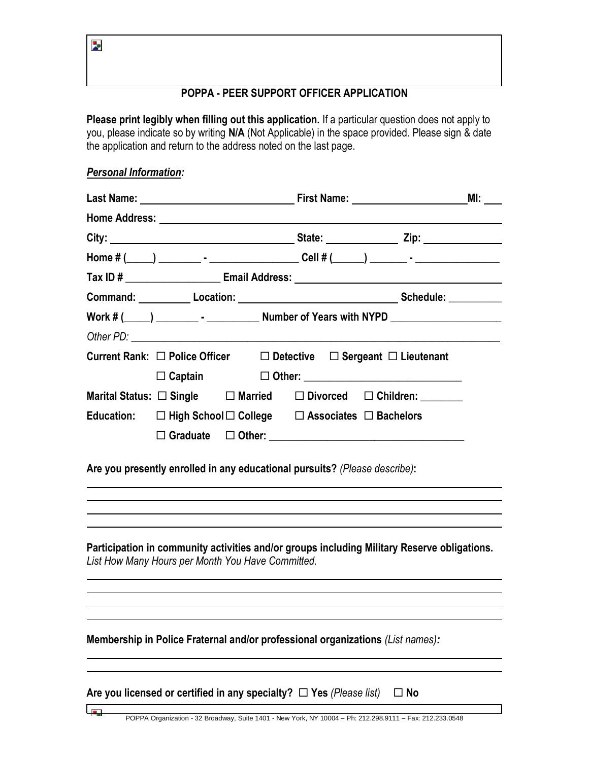## POPPA - PEER SUPPORT OFFICER APPLICATION

**Please print legibly when filling out this application.** If a particular question does not apply to you, please indicate so by writing **N/A** (Not Applicable) in the space provided. Please sign & date the application and return to the address noted on the last page.

***Personal Information:***

**Last Name:** ______________________ **First Name:** ____________________ **MI:** ___

**Home Address:** ________________________________________________

**City:** __________________________ **State:** ___________ **Zip:** ____________

**Home # (\_\_\_\_\_) \_\_\_\_\_\_\_\_ - \_\_\_\_\_\_\_\_\_\_\_\_\_\_\_\_ Cell # (\_\_\_\_\_\_) \_\_\_\_\_\_\_ - \_\_\_\_\_\_\_\_\_\_\_\_\_\_\_**

**Tax ID #** ________________ **Email Address:** ______________________________

**Command:** _________ **Location:** __________________________ **Schedule:** _________

**Work # (\_\_\_\_\_) \_\_\_\_\_\_\_\_ - \_\_\_\_\_\_\_\_\_\_ Number of Years with NYPD** ____________________

*Other PD:* ________________________________________________________________

**Current Rank:** ☐ **Police Officer** ☐ **Detective** ☐ **Sergeant** ☐ **Lieutenant**
☐ **Captain** ☐ **Other:** ____________________________

**Marital Status:** ☐ **Single** ☐ **Married** ☐ **Divorced** ☐ **Children:** _______

**Education:** ☐ **High School** ☐ **College** ☐ **Associates** ☐ **Bachelors**
☐ **Graduate** ☐ **Other:** ________________________________

**Are you presently enrolled in any educational pursuits?** *(Please describe)***:**

________________________________________________________________

________________________________________________________________

________________________________________________________________

________________________________________________________________

**Participation in community activities and/or groups including Military Reserve obligations.**
*List How Many Hours per Month You Have Committed.*

________________________________________________________________

________________________________________________________________

________________________________________________________________

________________________________________________________________

**Membership in Police Fraternal and/or professional organizations** *(List names)***:**

________________________________________________________________

________________________________________________________________

**Are you licensed or certified in any specialty?** ☐ **Yes** *(Please list)* ☐ **No**

POPPA Organization - 32 Broadway, Suite 1401 - New York, NY 10004 – Ph: 212.298.9111 – Fax: 212.233.0548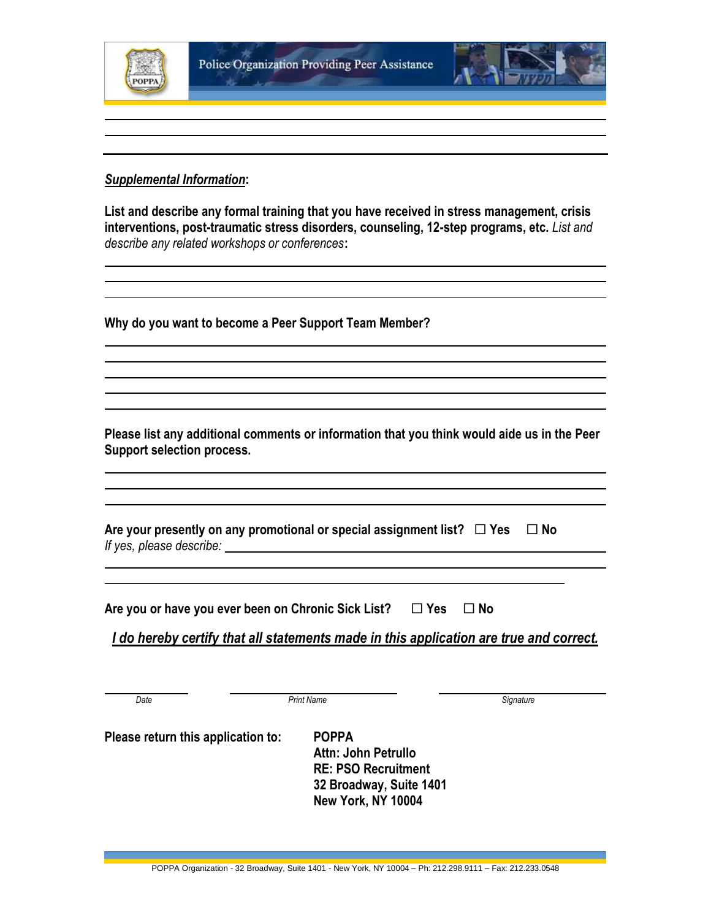***Supplemental Information*:**

**List and describe any formal training that you have received in stress management, crisis interventions, post-traumatic stress disorders, counseling, 12-step programs, etc.** *List and describe any related workshops or conferences***:**

**Why do you want to become a Peer Support Team Member?**

**Please list any additional comments or information that you think would aide us in the Peer Support selection process.**

**Are your presently on any promotional or special assignment list?** ☐ **Yes** ☐ **No**
*If yes, please describe:*

**Are you or have you ever been on Chronic Sick List?** ☐ **Yes** ☐ **No**

***I do hereby certify that all statements made in this application are true and correct.***

*Date* *Print Name* *Signature*

**Please return this application to:**

**POPPA**
**Attn: John Petrullo**
**RE: PSO Recruitment**
**32 Broadway, Suite 1401**
**New York, NY 10004**